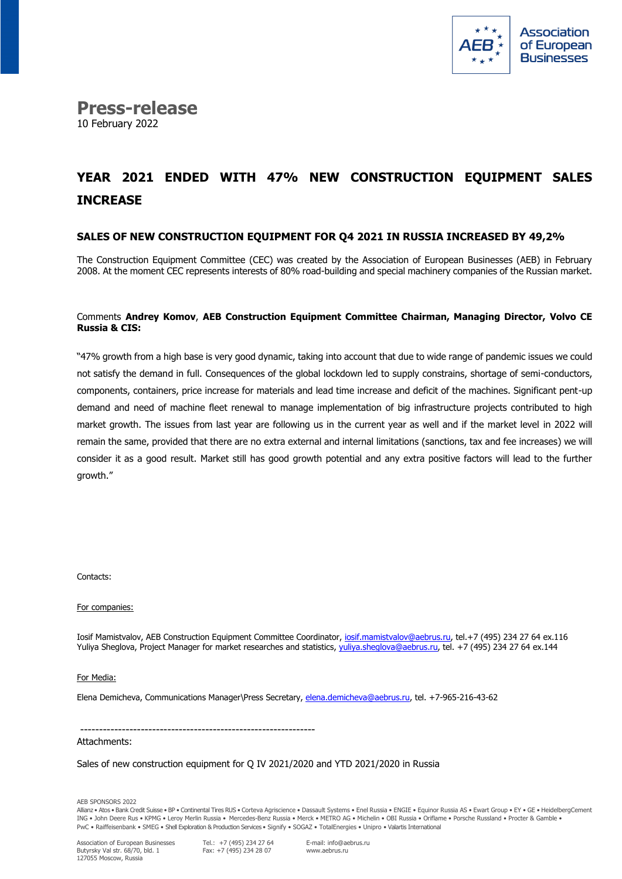Association of European Businesses

# Press-release

10 February 2022

## YEAR 2021 ENDED WITH 47% NEW CONSTRUCTION EQUIPMENT SALES INCREASE

### SALES OF NEW CONSTRUCTION EQUIPMENT FOR Q4 2021 IN RUSSIA INCREASED BY 49,2%

The Construction Equipment Committee (CEC) was created by the Association of European Businesses (AEB) in February 2008. At the moment CEC represents interests of 80% road-building and special machinery companies of the Russian market.

Comments **Andrey Komov**, **AEB Construction Equipment Committee Chairman, Managing Director, Volvo CE Russia & CIS:**

"47% growth from a high base is very good dynamic, taking into account that due to wide range of pandemic issues we could not satisfy the demand in full. Consequences of the global lockdown led to supply constrains, shortage of semi-conductors, components, containers, price increase for materials and lead time increase and deficit of the machines. Significant pent-up demand and need of machine fleet renewal to manage implementation of big infrastructure projects contributed to high market growth. The issues from last year are following us in the current year as well and if the market level in 2022 will remain the same, provided that there are no extra external and internal limitations (sanctions, tax and fee increases) we will consider it as a good result. Market still has good growth potential and any extra positive factors will lead to the further growth."

Contacts:

For companies:

Iosif Mamistvalov, AEB Construction Equipment Committee Coordinator, iosif.mamistvalov@aebrus.ru, tel.+7 (495) 234 27 64 ex.116
Yuliya Sheglova, Project Manager for market researches and statistics, yuliya.sheglova@aebrus.ru, tel. +7 (495) 234 27 64 ex.144

For Media:

Elena Demicheva, Communications Manager\Press Secretary, elena.demicheva@aebrus.ru, tel. +7-965-216-43-62

---

Attachments:

Sales of new construction equipment for Q IV 2021/2020 and YTD 2021/2020 in Russia

AEB SPONSORS 2022
Allianz • Atos • Bank Credit Suisse • BP • Continental Tires RUS • Corteva Agriscience • Dassault Systems • Enel Russia • ENGIE • Equinor Russia AS • Ewart Group • EY • GE • HeidelbergCement
ING • John Deere Rus • KPMG • Leroy Merlin Russia • Mercedes-Benz Russia • Merck • METRO AG • Michelin • OBI Russia • Oriflame • Porsche Russland • Procter & Gamble •
PwC • Raiffeisenbank • SMEG • Shell Exploration & Production Services • Signify • SOGAZ • TotalEnergies • Unipro • Valartis International

Association of European Businesses
Butyrsky Val str. 68/70, bld. 1
127055 Moscow, Russia

Tel.: +7 (495) 234 27 64
Fax: +7 (495) 234 28 07

E-mail: info@aebrus.ru
www.aebrus.ru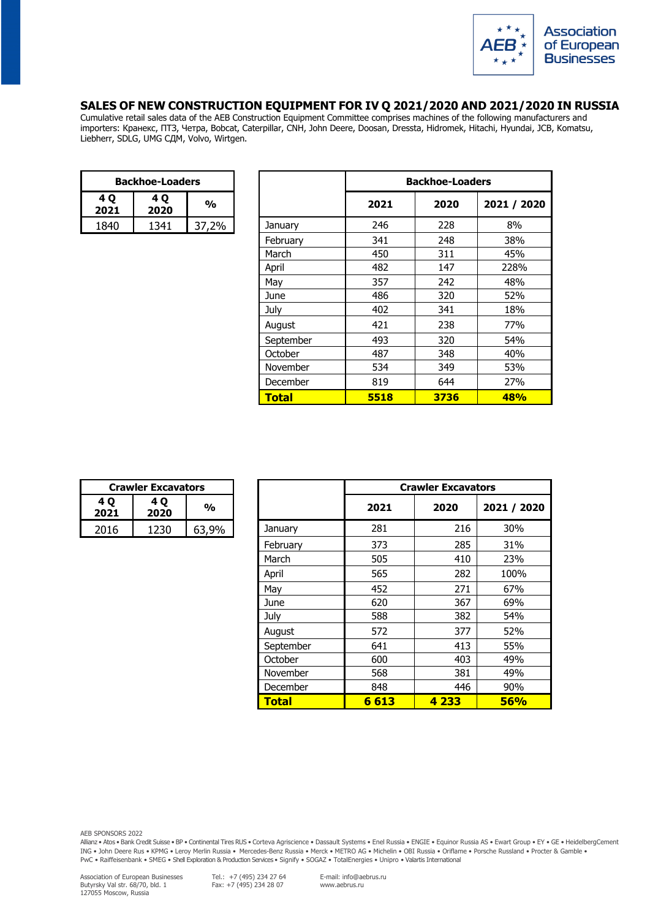## SALES OF NEW CONSTRUCTION EQUIPMENT FOR IV Q 2021/2020 AND 2021/2020 IN RUSSIA

Cumulative retail sales data of the AEB Construction Equipment Committee comprises machines of the following manufacturers and importers: Кранекс, ПТЗ, Четра, Bobcat, Caterpillar, CNH, John Deere, Doosan, Dressta, Hidromek, Hitachi, Hyundai, JCB, Komatsu, Liebherr, SDLG, UMG СДМ, Volvo, Wirtgen.

| Backhoe-Loaders | | |
|---|---|---|
| 4 Q 2021 | 4 Q 2020 | % |
| 1840 | 1341 | 37,2% |

| | Backhoe-Loaders | | |
|---|---|---|---|
| | 2021 | 2020 | 2021 / 2020 |
| January | 246 | 228 | 8% |
| February | 341 | 248 | 38% |
| March | 450 | 311 | 45% |
| April | 482 | 147 | 228% |
| May | 357 | 242 | 48% |
| June | 486 | 320 | 52% |
| July | 402 | 341 | 18% |
| August | 421 | 238 | 77% |
| September | 493 | 320 | 54% |
| October | 487 | 348 | 40% |
| November | 534 | 349 | 53% |
| December | 819 | 644 | 27% |
| **Total** | **5518** | **3736** | **48%** |

| Crawler Excavators | | |
|---|---|---|
| 4 Q 2021 | 4 Q 2020 | % |
| 2016 | 1230 | 63,9% |

| | Crawler Excavators | | |
|---|---|---|---|
| | 2021 | 2020 | 2021 / 2020 |
| January | 281 | 216 | 30% |
| February | 373 | 285 | 31% |
| March | 505 | 410 | 23% |
| April | 565 | 282 | 100% |
| May | 452 | 271 | 67% |
| June | 620 | 367 | 69% |
| July | 588 | 382 | 54% |
| August | 572 | 377 | 52% |
| September | 641 | 413 | 55% |
| October | 600 | 403 | 49% |
| November | 568 | 381 | 49% |
| December | 848 | 446 | 90% |
| **Total** | **6 613** | **4 233** | **56%** |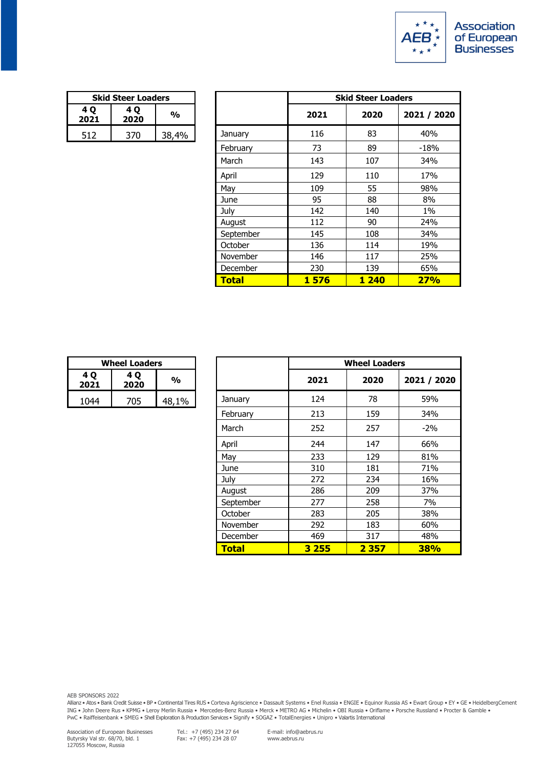| Skid Steer Loaders | | |
|---|---|---|
| **4 Q 2021** | **4 Q 2020** | **%** |
| 512 | 370 | 38,4% |

| | Skid Steer Loaders | | |
|---|---|---|---|
| | **2021** | **2020** | **2021 / 2020** |
| January | 116 | 83 | 40% |
| February | 73 | 89 | -18% |
| March | 143 | 107 | 34% |
| April | 129 | 110 | 17% |
| May | 109 | 55 | 98% |
| June | 95 | 88 | 8% |
| July | 142 | 140 | 1% |
| August | 112 | 90 | 24% |
| September | 145 | 108 | 34% |
| October | 136 | 114 | 19% |
| November | 146 | 117 | 25% |
| December | 230 | 139 | 65% |
| **Total** | **1 576** | **1 240** | **27%** |

| Wheel Loaders | | |
|---|---|---|
| **4 Q 2021** | **4 Q 2020** | **%** |
| 1044 | 705 | 48,1% |

| | Wheel Loaders | | |
|---|---|---|---|
| | **2021** | **2020** | **2021 / 2020** |
| January | 124 | 78 | 59% |
| February | 213 | 159 | 34% |
| March | 252 | 257 | -2% |
| April | 244 | 147 | 66% |
| May | 233 | 129 | 81% |
| June | 310 | 181 | 71% |
| July | 272 | 234 | 16% |
| August | 286 | 209 | 37% |
| September | 277 | 258 | 7% |
| October | 283 | 205 | 38% |
| November | 292 | 183 | 60% |
| December | 469 | 317 | 48% |
| **Total** | **3 255** | **2 357** | **38%** |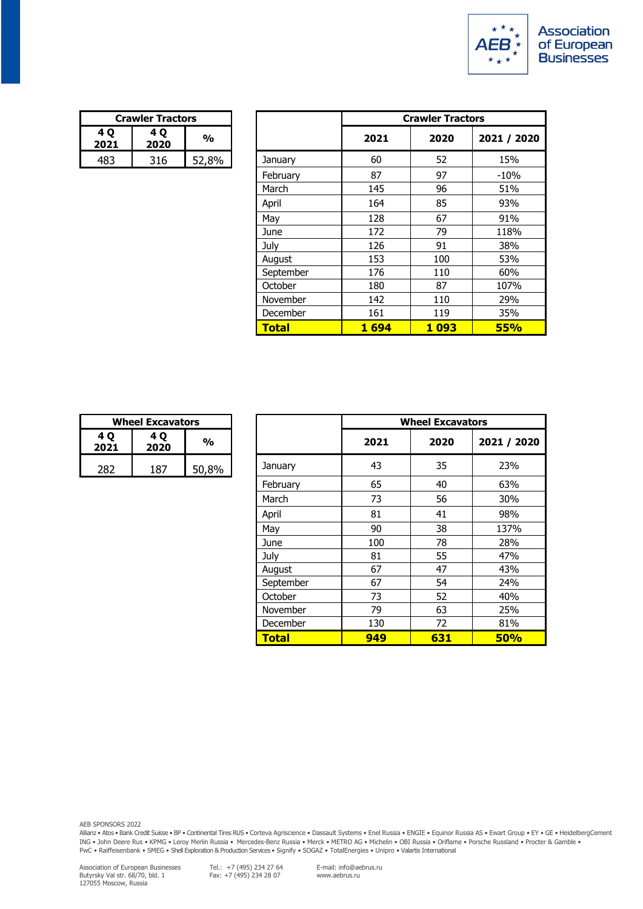| Crawler Tractors | | |
|---|---|---|
| 4 Q 2021 | 4 Q 2020 | % |
| 483 | 316 | 52,8% |

| | Crawler Tractors | | |
|---|---|---|---|
| | 2021 | 2020 | 2021 / 2020 |
| January | 60 | 52 | 15% |
| February | 87 | 97 | -10% |
| March | 145 | 96 | 51% |
| April | 164 | 85 | 93% |
| May | 128 | 67 | 91% |
| June | 172 | 79 | 118% |
| July | 126 | 91 | 38% |
| August | 153 | 100 | 53% |
| September | 176 | 110 | 60% |
| October | 180 | 87 | 107% |
| November | 142 | 110 | 29% |
| December | 161 | 119 | 35% |
| **Total** | **1 694** | **1 093** | **55%** |

| Wheel Excavators | | |
|---|---|---|
| 4 Q 2021 | 4 Q 2020 | % |
| 282 | 187 | 50,8% |

| | Wheel Excavators | | |
|---|---|---|---|
| | 2021 | 2020 | 2021 / 2020 |
| January | 43 | 35 | 23% |
| February | 65 | 40 | 63% |
| March | 73 | 56 | 30% |
| April | 81 | 41 | 98% |
| May | 90 | 38 | 137% |
| June | 100 | 78 | 28% |
| July | 81 | 55 | 47% |
| August | 67 | 47 | 43% |
| September | 67 | 54 | 24% |
| October | 73 | 52 | 40% |
| November | 79 | 63 | 25% |
| December | 130 | 72 | 81% |
| **Total** | **949** | **631** | **50%** |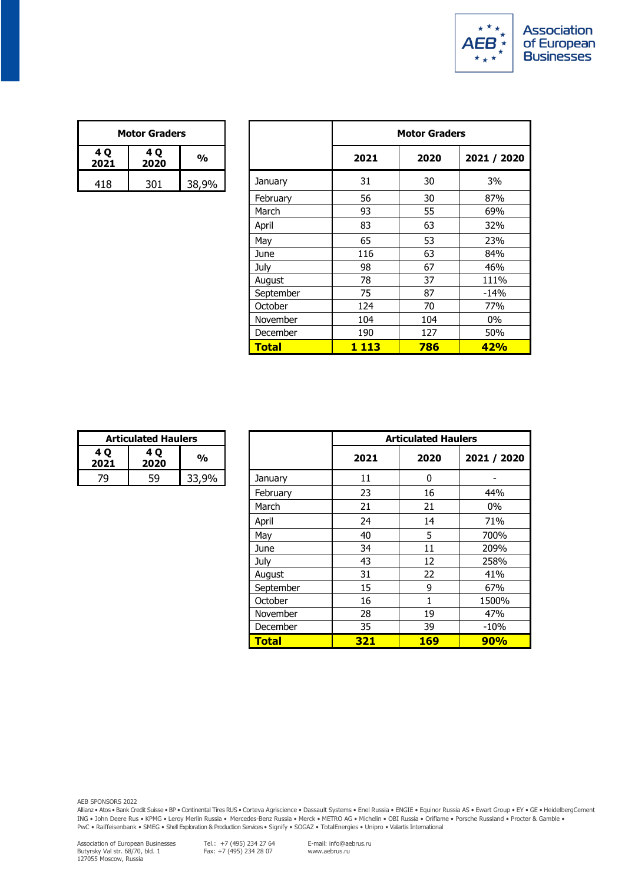| Motor Graders | | |
|---|---|---|
| 4 Q 2021 | 4 Q 2020 | % |
| 418 | 301 | 38,9% |

| | Motor Graders | | |
|---|---|---|---|
| | 2021 | 2020 | 2021 / 2020 |
| January | 31 | 30 | 3% |
| February | 56 | 30 | 87% |
| March | 93 | 55 | 69% |
| April | 83 | 63 | 32% |
| May | 65 | 53 | 23% |
| June | 116 | 63 | 84% |
| July | 98 | 67 | 46% |
| August | 78 | 37 | 111% |
| September | 75 | 87 | -14% |
| October | 124 | 70 | 77% |
| November | 104 | 104 | 0% |
| December | 190 | 127 | 50% |
| **Total** | **1 113** | **786** | **42%** |

| Articulated Haulers | | |
|---|---|---|
| 4 Q 2021 | 4 Q 2020 | % |
| 79 | 59 | 33,9% |

| | Articulated Haulers | | |
|---|---|---|---|
| | 2021 | 2020 | 2021 / 2020 |
| January | 11 | 0 | - |
| February | 23 | 16 | 44% |
| March | 21 | 21 | 0% |
| April | 24 | 14 | 71% |
| May | 40 | 5 | 700% |
| June | 34 | 11 | 209% |
| July | 43 | 12 | 258% |
| August | 31 | 22 | 41% |
| September | 15 | 9 | 67% |
| October | 16 | 1 | 1500% |
| November | 28 | 19 | 47% |
| December | 35 | 39 | -10% |
| **Total** | **321** | **169** | **90%** |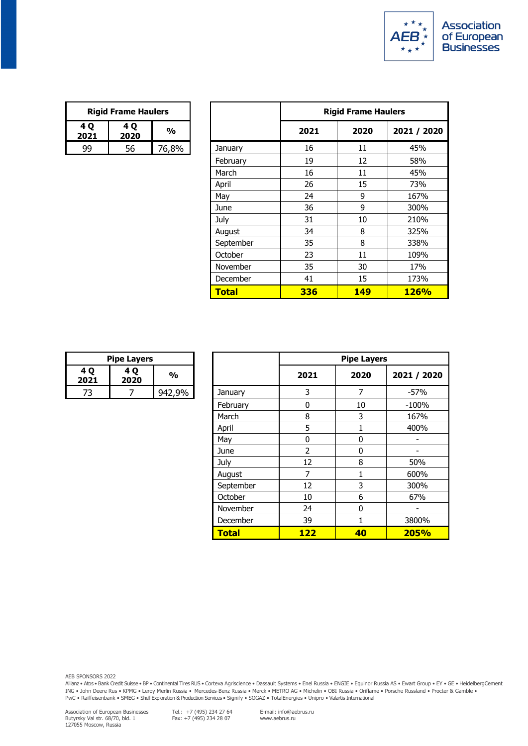| Rigid Frame Haulers | | |
|---|---|---|
| 4 Q 2021 | 4 Q 2020 | % |
| 99 | 56 | 76,8% |

| | Rigid Frame Haulers | | |
|---|---|---|---|
| | 2021 | 2020 | 2021 / 2020 |
| January | 16 | 11 | 45% |
| February | 19 | 12 | 58% |
| March | 16 | 11 | 45% |
| April | 26 | 15 | 73% |
| May | 24 | 9 | 167% |
| June | 36 | 9 | 300% |
| July | 31 | 10 | 210% |
| August | 34 | 8 | 325% |
| September | 35 | 8 | 338% |
| October | 23 | 11 | 109% |
| November | 35 | 30 | 17% |
| December | 41 | 15 | 173% |
| **Total** | **336** | **149** | **126%** |

| Pipe Layers | | |
|---|---|---|
| 4 Q 2021 | 4 Q 2020 | % |
| 73 | 7 | 942,9% |

| | Pipe Layers | | |
|---|---|---|---|
| | 2021 | 2020 | 2021 / 2020 |
| January | 3 | 7 | -57% |
| February | 0 | 10 | -100% |
| March | 8 | 3 | 167% |
| April | 5 | 1 | 400% |
| May | 0 | 0 | - |
| June | 2 | 0 | - |
| July | 12 | 8 | 50% |
| August | 7 | 1 | 600% |
| September | 12 | 3 | 300% |
| October | 10 | 6 | 67% |
| November | 24 | 0 | - |
| December | 39 | 1 | 3800% |
| **Total** | **122** | **40** | **205%** |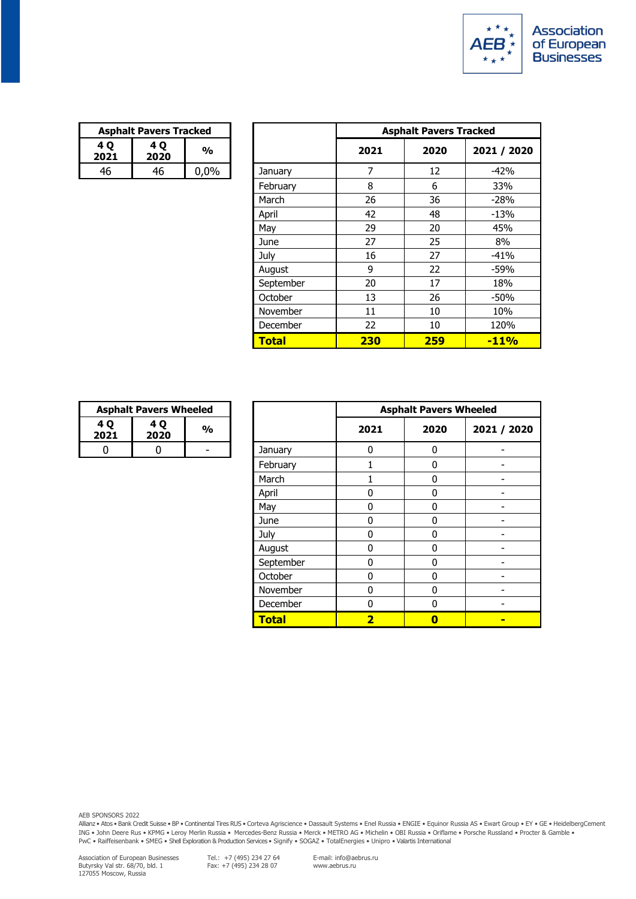| Asphalt Pavers Tracked | | |
|---|---|---|
| 4 Q 2021 | 4 Q 2020 | % |
| 46 | 46 | 0,0% |

| | Asphalt Pavers Tracked | | |
|---|---|---|---|
| | 2021 | 2020 | 2021 / 2020 |
| January | 7 | 12 | -42% |
| February | 8 | 6 | 33% |
| March | 26 | 36 | -28% |
| April | 42 | 48 | -13% |
| May | 29 | 20 | 45% |
| June | 27 | 25 | 8% |
| July | 16 | 27 | -41% |
| August | 9 | 22 | -59% |
| September | 20 | 17 | 18% |
| October | 13 | 26 | -50% |
| November | 11 | 10 | 10% |
| December | 22 | 10 | 120% |
| **Total** | **230** | **259** | **-11%** |

| Asphalt Pavers Wheeled | | |
|---|---|---|
| 4 Q 2021 | 4 Q 2020 | % |
| 0 | 0 | - |

| | Asphalt Pavers Wheeled | | |
|---|---|---|---|
| | 2021 | 2020 | 2021 / 2020 |
| January | 0 | 0 | - |
| February | 1 | 0 | - |
| March | 1 | 0 | - |
| April | 0 | 0 | - |
| May | 0 | 0 | - |
| June | 0 | 0 | - |
| July | 0 | 0 | - |
| August | 0 | 0 | - |
| September | 0 | 0 | - |
| October | 0 | 0 | - |
| November | 0 | 0 | - |
| December | 0 | 0 | - |
| **Total** | **2** | **0** | **-** |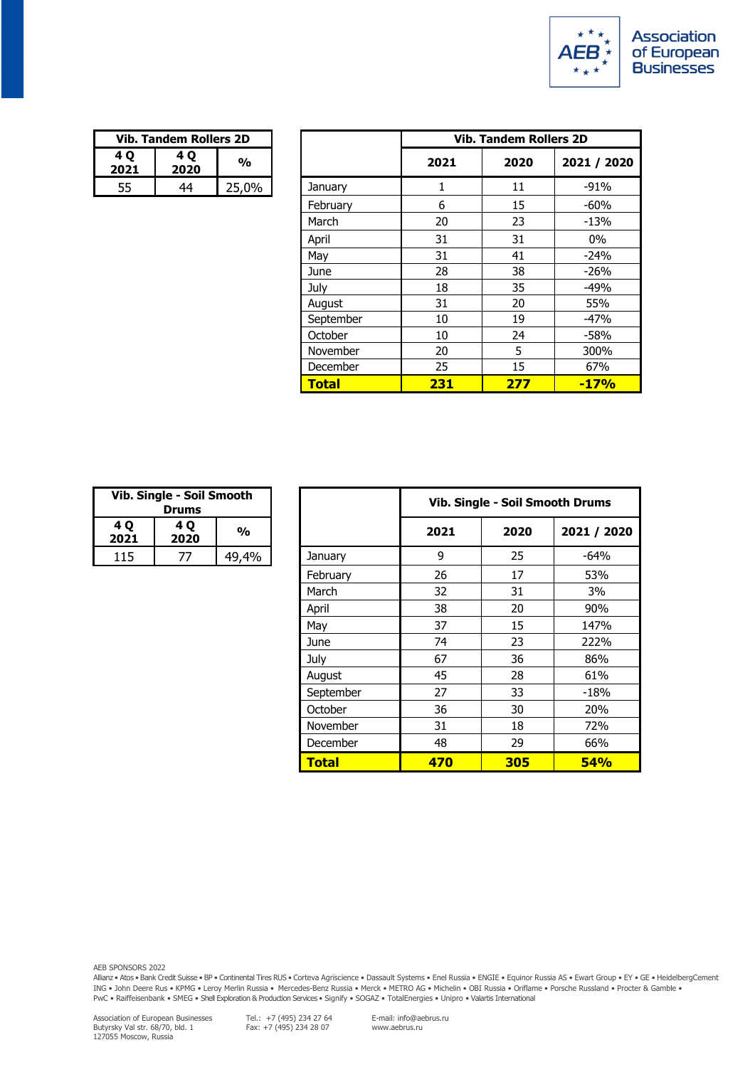| Vib. Tandem Rollers 2D | | |
|---|---|---|
| 4 Q 2021 | 4 Q 2020 | % |
| 55 | 44 | 25,0% |

| | Vib. Tandem Rollers 2D | | |
|---|---|---|---|
| | 2021 | 2020 | 2021 / 2020 |
| January | 1 | 11 | -91% |
| February | 6 | 15 | -60% |
| March | 20 | 23 | -13% |
| April | 31 | 31 | 0% |
| May | 31 | 41 | -24% |
| June | 28 | 38 | -26% |
| July | 18 | 35 | -49% |
| August | 31 | 20 | 55% |
| September | 10 | 19 | -47% |
| October | 10 | 24 | -58% |
| November | 20 | 5 | 300% |
| December | 25 | 15 | 67% |
| **Total** | **231** | **277** | **-17%** |

| Vib. Single - Soil Smooth Drums | | |
|---|---|---|
| 4 Q 2021 | 4 Q 2020 | % |
| 115 | 77 | 49,4% |

| | Vib. Single - Soil Smooth Drums | | |
|---|---|---|---|
| | 2021 | 2020 | 2021 / 2020 |
| January | 9 | 25 | -64% |
| February | 26 | 17 | 53% |
| March | 32 | 31 | 3% |
| April | 38 | 20 | 90% |
| May | 37 | 15 | 147% |
| June | 74 | 23 | 222% |
| July | 67 | 36 | 86% |
| August | 45 | 28 | 61% |
| September | 27 | 33 | -18% |
| October | 36 | 30 | 20% |
| November | 31 | 18 | 72% |
| December | 48 | 29 | 66% |
| **Total** | **470** | **305** | **54%** |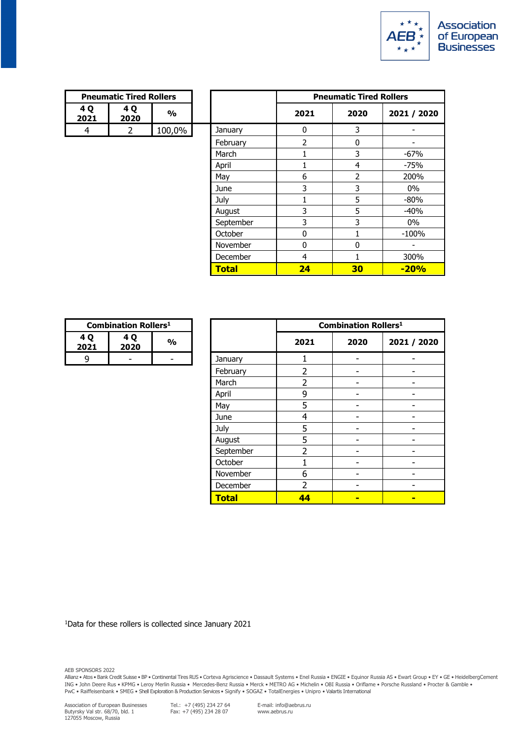| Pneumatic Tired Rollers | | |
|---|---|---|
| 4 Q 2021 | 4 Q 2020 | % |
| 4 | 2 | 100,0% |

| | Pneumatic Tired Rollers | | |
|---|---|---|---|
| | 2021 | 2020 | 2021 / 2020 |
| January | 0 | 3 | - |
| February | 2 | 0 | - |
| March | 1 | 3 | -67% |
| April | 1 | 4 | -75% |
| May | 6 | 2 | 200% |
| June | 3 | 3 | 0% |
| July | 1 | 5 | -80% |
| August | 3 | 5 | -40% |
| September | 3 | 3 | 0% |
| October | 0 | 1 | -100% |
| November | 0 | 0 | - |
| December | 4 | 1 | 300% |
| **Total** | **24** | **30** | **-20%** |

| Combination Rollers[1] | | |
|---|---|---|
| 4 Q 2021 | 4 Q 2020 | % |
| 9 | - | - |

| | Combination Rollers[1] | | |
|---|---|---|---|
| | 2021 | 2020 | 2021 / 2020 |
| January | 1 | - | - |
| February | 2 | - | - |
| March | 2 | - | - |
| April | 9 | - | - |
| May | 5 | - | - |
| June | 4 | - | - |
| July | 5 | - | - |
| August | 5 | - | - |
| September | 2 | - | - |
| October | 1 | - | - |
| November | 6 | - | - |
| December | 2 | - | - |
| **Total** | **44** | **-** | **-** |

[1]Data for these rollers is collected since January 2021

AEB SPONSORS 2022

Allianz • Atos • Bank Credit Suisse • BP • Continental Tires RUS • Corteva Agriscience • Dassault Systems • Enel Russia • ENGIE • Equinor Russia AS • Ewart Group • EY • GE • HeidelbergCement ING • John Deere Rus • KPMG • Leroy Merlin Russia • Mercedes-Benz Russia • Merck • METRO AG • Michelin • OBI Russia • Oriflame • Porsche Russland • Procter & Gamble • PwC • Raiffeisenbank • SMEG • Shell Exploration & Production Services • Signify • SOGAZ • TotalEnergies • Unipro • Valartis International

Association of European Businesses
Butyrsky Val str. 68/70, bld. 1
127055 Moscow, Russia

Tel.: +7 (495) 234 27 64
Fax: +7 (495) 234 28 07

E-mail: info@aebrus.ru
www.aebrus.ru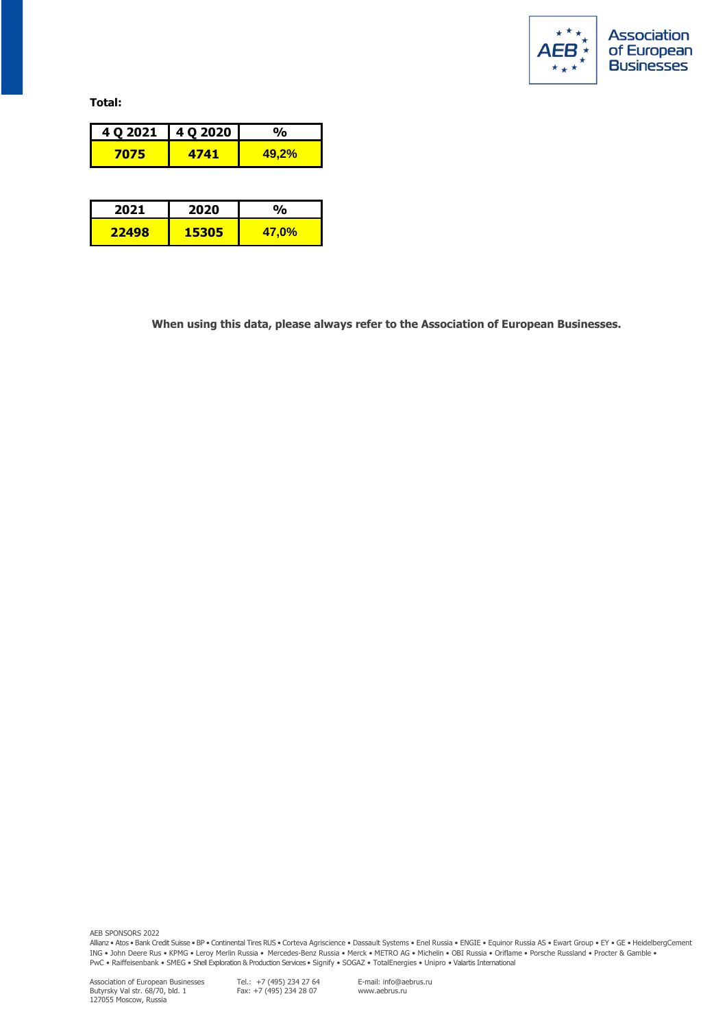**Total:**

| 4 Q 2021 | 4 Q 2020 | % |
|---|---|---|
| 7075 | 4741 | 49,2% |

| 2021 | 2020 | % |
|---|---|---|
| 22498 | 15305 | 47,0% |

**When using this data, please always refer to the Association of European Businesses.**

AEB SPONSORS 2022

Allianz • Atos • Bank Credit Suisse • BP • Continental Tires RUS • Corteva Agriscience • Dassault Systems • Enel Russia • ENGIE • Equinor Russia AS • Ewart Group • EY • GE • HeidelbergCement ING • John Deere Rus • KPMG • Leroy Merlin Russia • Mercedes-Benz Russia • Merck • METRO AG • Michelin • OBI Russia • Oriflame • Porsche Russland • Procter & Gamble • PwC • Raiffeisenbank • SMEG • Shell Exploration & Production Services • Signify • SOGAZ • TotalEnergies • Unipro • Valartis International

Association of European Businesses
Butyrsky Val str. 68/70, bld. 1
127055 Moscow, Russia

Tel.: +7 (495) 234 27 64
Fax: +7 (495) 234 28 07

E-mail: info@aebrus.ru
www.aebrus.ru